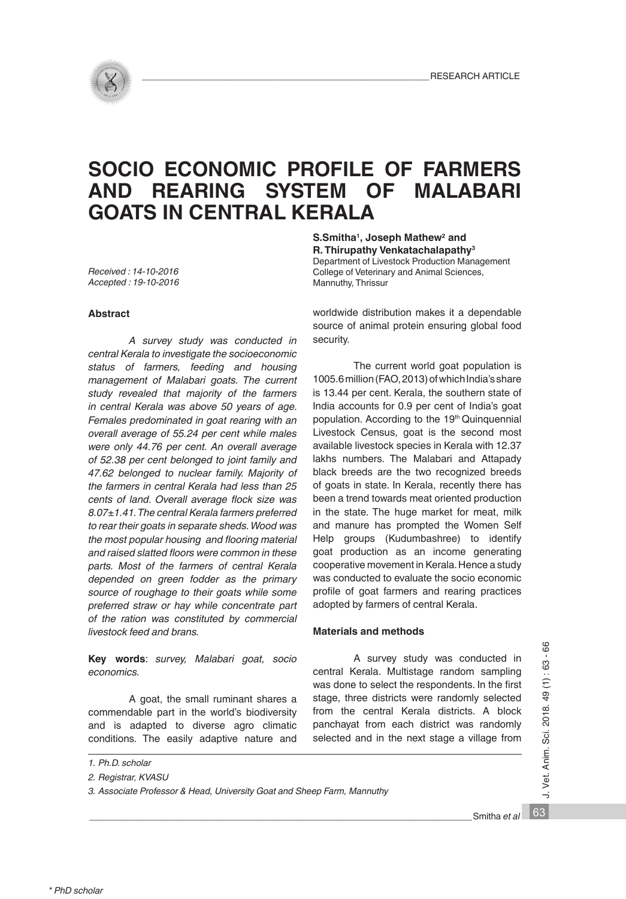RESEARCH ARTICLE

# SOCIO ECONOMIC PROFILE OF FARMERS AND REARING SYSTEM OF MALABARI GOATS IN CENTRAL KERALA

**S.Smitha[1], Joseph Mathew[2] and R. Thirupathy Venkatachalapathy[3]**
Department of Livestock Production Management
College of Veterinary and Animal Sciences,
Mannuthy, Thrissur

*Received : 14-10-2016*
*Accepted : 19-10-2016*

### Abstract

*A survey study was conducted in central Kerala to investigate the socioeconomic status of farmers, feeding and housing management of Malabari goats. The current study revealed that majority of the farmers in central Kerala was above 50 years of age. Females predominated in goat rearing with an overall average of 55.24 per cent while males were only 44.76 per cent. An overall average of 52.38 per cent belonged to joint family and 47.62 belonged to nuclear family. Majority of the farmers in central Kerala had less than 25 cents of land. Overall average flock size was 8.07±1.41. The central Kerala farmers preferred to rear their goats in separate sheds. Wood was the most popular housing and flooring material and raised slatted floors were common in these parts. Most of the farmers of central Kerala depended on green fodder as the primary source of roughage to their goats while some preferred straw or hay while concentrate part of the ration was constituted by commercial livestock feed and brans.*

**Key words**: *survey, Malabari goat, socio economics.*

A goat, the small ruminant shares a commendable part in the world's biodiversity and is adapted to diverse agro climatic conditions. The easily adaptive nature and worldwide distribution makes it a dependable source of animal protein ensuring global food security.

The current world goat population is 1005.6 million (FAO, 2013) of which India's share is 13.44 per cent. Kerala, the southern state of India accounts for 0.9 per cent of India's goat population. According to the 19th Quinquennial Livestock Census, goat is the second most available livestock species in Kerala with 12.37 lakhs numbers. The Malabari and Attapady black breeds are the two recognized breeds of goats in state. In Kerala, recently there has been a trend towards meat oriented production in the state. The huge market for meat, milk and manure has prompted the Women Self Help groups (Kudumbashree) to identify goat production as an income generating cooperative movement in Kerala. Hence a study was conducted to evaluate the socio economic profile of goat farmers and rearing practices adopted by farmers of central Kerala.

### Materials and methods

A survey study was conducted in central Kerala. Multistage random sampling was done to select the respondents. In the first stage, three districts were randomly selected from the central Kerala districts. A block panchayat from each district was randomly selected and in the next stage a village from

---

*1. Ph.D. scholar*

*2. Registrar, KVASU*

*3. Associate Professor & Head, University Goat and Sheep Farm, Mannuthy*

*\* PhD scholar*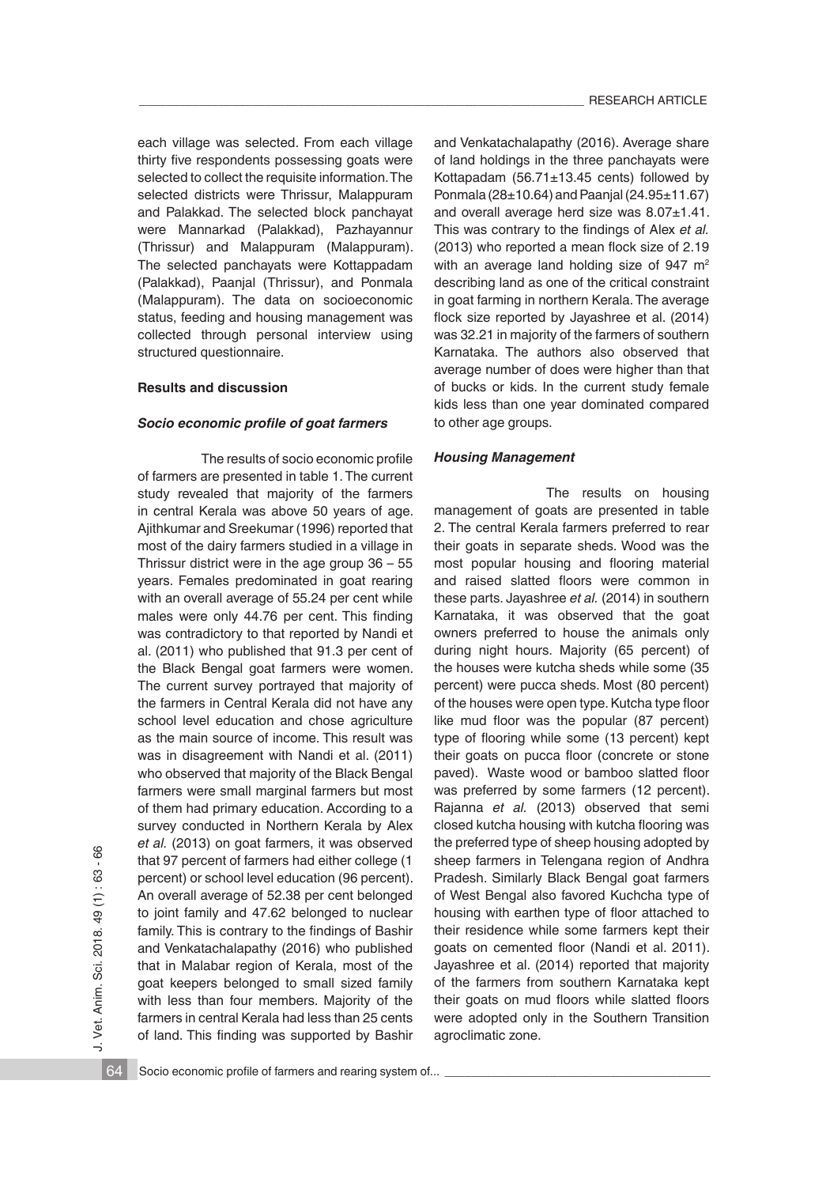each village was selected. From each village thirty five respondents possessing goats were selected to collect the requisite information. The selected districts were Thrissur, Malappuram and Palakkad. The selected block panchayat were Mannarkad (Palakkad), Pazhayannur (Thrissur) and Malappuram (Malappuram). The selected panchayats were Kottappadam (Palakkad), Paanjal (Thrissur), and Ponmala (Malappuram). The data on socioeconomic status, feeding and housing management was collected through personal interview using structured questionnaire.

## Results and discussion

### *Socio economic profile of goat farmers*

The results of socio economic profile of farmers are presented in table 1. The current study revealed that majority of the farmers in central Kerala was above 50 years of age. Ajithkumar and Sreekumar (1996) reported that most of the dairy farmers studied in a village in Thrissur district were in the age group 36 – 55 years. Females predominated in goat rearing with an overall average of 55.24 per cent while males were only 44.76 per cent. This finding was contradictory to that reported by Nandi et al. (2011) who published that 91.3 per cent of the Black Bengal goat farmers were women. The current survey portrayed that majority of the farmers in Central Kerala did not have any school level education and chose agriculture as the main source of income. This result was was in disagreement with Nandi et al. (2011) who observed that majority of the Black Bengal farmers were small marginal farmers but most of them had primary education. According to a survey conducted in Northern Kerala by Alex *et al.* (2013) on goat farmers, it was observed that 97 percent of farmers had either college (1 percent) or school level education (96 percent). An overall average of 52.38 per cent belonged to joint family and 47.62 belonged to nuclear family. This is contrary to the findings of Bashir and Venkatachalapathy (2016) who published that in Malabar region of Kerala, most of the goat keepers belonged to small sized family with less than four members. Majority of the farmers in central Kerala had less than 25 cents of land. This finding was supported by Bashir and Venkatachalapathy (2016). Average share of land holdings in the three panchayats were Kottapadam (56.71±13.45 cents) followed by Ponmala (28±10.64) and Paanjal (24.95±11.67) and overall average herd size was 8.07±1.41. This was contrary to the findings of Alex *et al.* (2013) who reported a mean flock size of 2.19 with an average land holding size of 947 $m^2$ describing land as one of the critical constraint in goat farming in northern Kerala. The average flock size reported by Jayashree et al. (2014) was 32.21 in majority of the farmers of southern Karnataka. The authors also observed that average number of does were higher than that of bucks or kids. In the current study female kids less than one year dominated compared to other age groups.

### *Housing Management*

The results on housing management of goats are presented in table 2. The central Kerala farmers preferred to rear their goats in separate sheds. Wood was the most popular housing and flooring material and raised slatted floors were common in these parts. Jayashree *et al.* (2014) in southern Karnataka, it was observed that the goat owners preferred to house the animals only during night hours. Majority (65 percent) of the houses were kutcha sheds while some (35 percent) were pucca sheds. Most (80 percent) of the houses were open type. Kutcha type floor like mud floor was the popular (87 percent) type of flooring while some (13 percent) kept their goats on pucca floor (concrete or stone paved). Waste wood or bamboo slatted floor was preferred by some farmers (12 percent). Rajanna *et al.* (2013) observed that semi closed kutcha housing with kutcha flooring was the preferred type of sheep housing adopted by sheep farmers in Telengana region of Andhra Pradesh. Similarly Black Bengal goat farmers of West Bengal also favored Kuchcha type of housing with earthen type of floor attached to their residence while some farmers kept their goats on cemented floor (Nandi et al. 2011). Jayashree et al. (2014) reported that majority of the farmers from southern Karnataka kept their goats on mud floors while slatted floors were adopted only in the Southern Transition agroclimatic zone.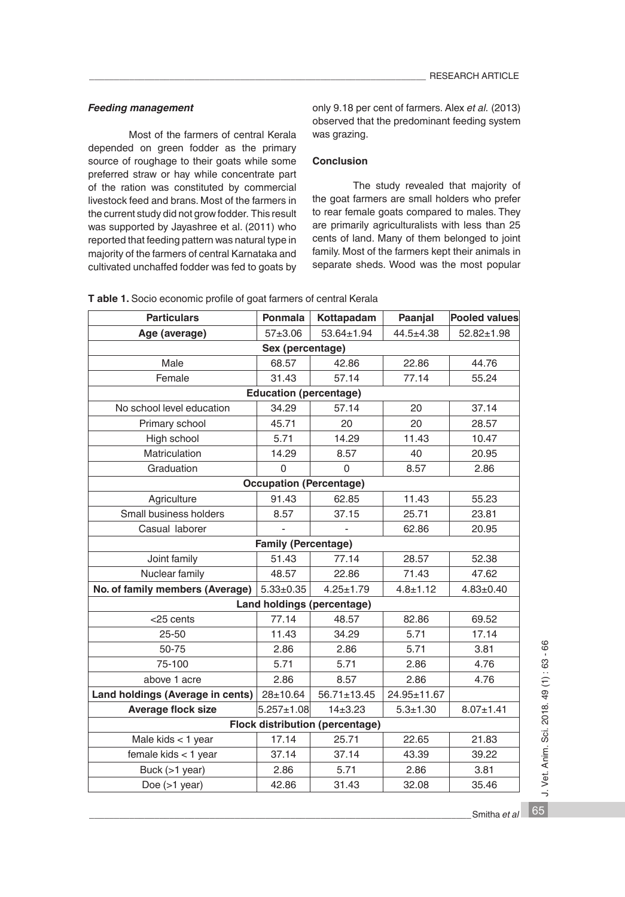### *Feeding management*

Most of the farmers of central Kerala depended on green fodder as the primary source of roughage to their goats while some preferred straw or hay while concentrate part of the ration was constituted by commercial livestock feed and brans. Most of the farmers in the current study did not grow fodder. This result was supported by Jayashree et al. (2011) who reported that feeding pattern was natural type in majority of the farmers of central Karnataka and cultivated unchaffed fodder was fed to goats by only 9.18 per cent of farmers. Alex *et al.* (2013) observed that the predominant feeding system was grazing.

### Conclusion

The study revealed that majority of the goat farmers are small holders who prefer to rear female goats compared to males. They are primarily agriculturalists with less than 25 cents of land. Many of them belonged to joint family. Most of the farmers kept their animals in separate sheds. Wood was the most popular

**T able 1.** Socio economic profile of goat farmers of central Kerala

| Particulars | Ponmala | Kottapadam | Paanjal | Pooled values |
|---|---|---|---|---|
| **Age (average)** | 57±3.06 | 53.64±1.94 | 44.5±4.38 | 52.82±1.98 |
| **Sex (percentage)** | | | | |
| Male | 68.57 | 42.86 | 22.86 | 44.76 |
| Female | 31.43 | 57.14 | 77.14 | 55.24 |
| **Education (percentage)** | | | | |
| No school level education | 34.29 | 57.14 | 20 | 37.14 |
| Primary school | 45.71 | 20 | 20 | 28.57 |
| High school | 5.71 | 14.29 | 11.43 | 10.47 |
| Matriculation | 14.29 | 8.57 | 40 | 20.95 |
| Graduation | 0 | 0 | 8.57 | 2.86 |
| **Occupation (Percentage)** | | | | |
| Agriculture | 91.43 | 62.85 | 11.43 | 55.23 |
| Small business holders | 8.57 | 37.15 | 25.71 | 23.81 |
| Casual laborer | - | - | 62.86 | 20.95 |
| **Family (Percentage)** | | | | |
| Joint family | 51.43 | 77.14 | 28.57 | 52.38 |
| Nuclear family | 48.57 | 22.86 | 71.43 | 47.62 |
| **No. of family members (Average)** | 5.33±0.35 | 4.25±1.79 | 4.8±1.12 | 4.83±0.40 |
| **Land holdings (percentage)** | | | | |
| <25 cents | 77.14 | 48.57 | 82.86 | 69.52 |
| 25-50 | 11.43 | 34.29 | 5.71 | 17.14 |
| 50-75 | 2.86 | 2.86 | 5.71 | 3.81 |
| 75-100 | 5.71 | 5.71 | 2.86 | 4.76 |
| above 1 acre | 2.86 | 8.57 | 2.86 | 4.76 |
| **Land holdings (Average in cents)** | 28±10.64 | 56.71±13.45 | 24.95±11.67 | |
| **Average flock size** | 5.257±1.08 | 14±3.23 | 5.3±1.30 | 8.07±1.41 |
| **Flock distribution (percentage)** | | | | |
| Male kids < 1 year | 17.14 | 25.71 | 22.65 | 21.83 |
| female kids < 1 year | 37.14 | 37.14 | 43.39 | 39.22 |
| Buck (>1 year) | 2.86 | 5.71 | 2.86 | 3.81 |
| Doe (>1 year) | 42.86 | 31.43 | 32.08 | 35.46 |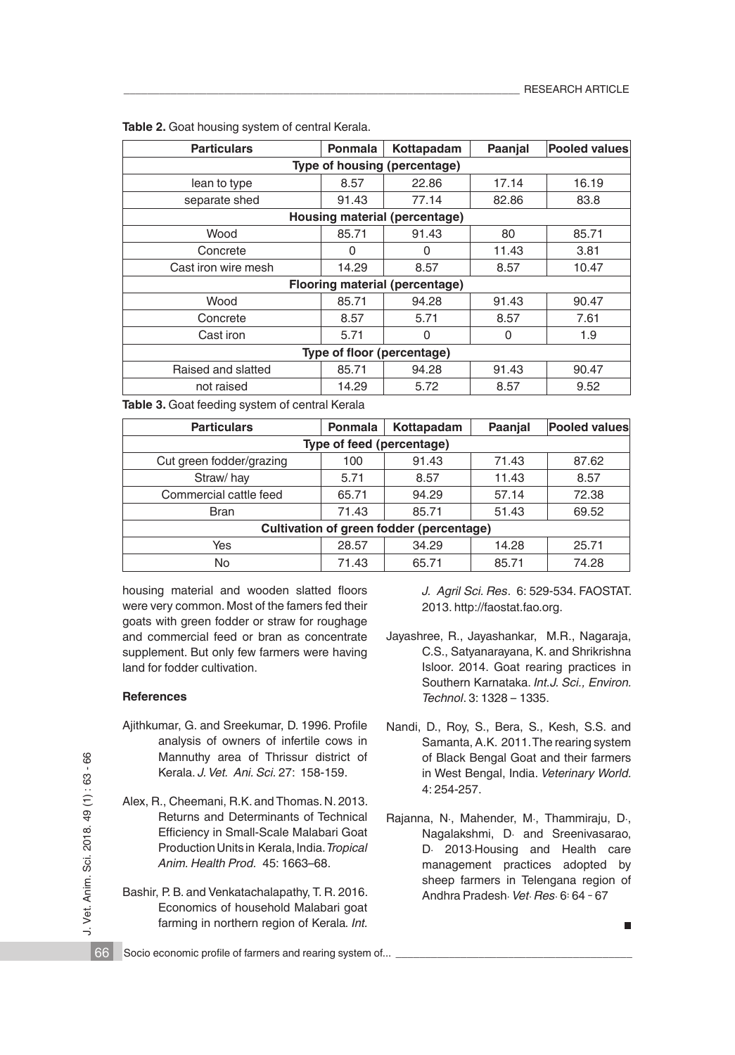**Table 2.** Goat housing system of central Kerala.

| Particulars | Ponmala | Kottapadam | Paanjal | Pooled values |
|---|---|---|---|---|
| **Type of housing (percentage)** | | | | |
| lean to type | 8.57 | 22.86 | 17.14 | 16.19 |
| separate shed | 91.43 | 77.14 | 82.86 | 83.8 |
| **Housing material (percentage)** | | | | |
| Wood | 85.71 | 91.43 | 80 | 85.71 |
| Concrete | 0 | 0 | 11.43 | 3.81 |
| Cast iron wire mesh | 14.29 | 8.57 | 8.57 | 10.47 |
| **Flooring material (percentage)** | | | | |
| Wood | 85.71 | 94.28 | 91.43 | 90.47 |
| Concrete | 8.57 | 5.71 | 8.57 | 7.61 |
| Cast iron | 5.71 | 0 | 0 | 1.9 |
| **Type of floor (percentage)** | | | | |
| Raised and slatted | 85.71 | 94.28 | 91.43 | 90.47 |
| not raised | 14.29 | 5.72 | 8.57 | 9.52 |

**Table 3.** Goat feeding system of central Kerala

| Particulars | Ponmala | Kottapadam | Paanjal | Pooled values |
|---|---|---|---|---|
| **Type of feed (percentage)** | | | | |
| Cut green fodder/grazing | 100 | 91.43 | 71.43 | 87.62 |
| Straw/ hay | 5.71 | 8.57 | 11.43 | 8.57 |
| Commercial cattle feed | 65.71 | 94.29 | 57.14 | 72.38 |
| Bran | 71.43 | 85.71 | 51.43 | 69.52 |
| **Cultivation of green fodder (percentage)** | | | | |
| Yes | 28.57 | 34.29 | 14.28 | 25.71 |
| No | 71.43 | 65.71 | 85.71 | 74.28 |

housing material and wooden slatted floors were very common. Most of the famers fed their goats with green fodder or straw for roughage and commercial feed or bran as concentrate supplement. But only few farmers were having land for fodder cultivation.

## References

Ajithkumar, G. and Sreekumar, D. 1996. Profile analysis of owners of infertile cows in Mannuthy area of Thrissur district of Kerala. *J. Vet. Ani. Sci.* 27: 158-159.

Alex, R., Cheemani, R.K. and Thomas. N. 2013. Returns and Determinants of Technical Efficiency in Small-Scale Malabari Goat Production Units in Kerala, India. *Tropical Anim. Health Prod.* 45: 1663–68.

Bashir, P. B. and Venkatachalapathy, T. R. 2016. Economics of household Malabari goat farming in northern region of Kerala. *Int. J. Agril Sci. Res*. 6: 529-534. FAOSTAT. 2013. http://faostat.fao.org.

Jayashree, R., Jayashankar, M.R., Nagaraja, C.S., Satyanarayana, K. and Shrikrishna Isloor. 2014. Goat rearing practices in Southern Karnataka. *Int.J. Sci., Environ. Technol*. 3: 1328 – 1335.

Nandi, D., Roy, S., Bera, S., Kesh, S.S. and Samanta, A.K. 2011. The rearing system of Black Bengal Goat and their farmers in West Bengal, India. *Veterinary World.* 4: 254-257.

Rajanna, N., Mahender, M., Thammiraju, D., Nagalakshmi, D. and Sreenivasarao, D. 2013. Housing and Health care management practices adopted by sheep farmers in Telengana region of Andhra Pradesh. *Vet. Res.* 6: 64 – 67